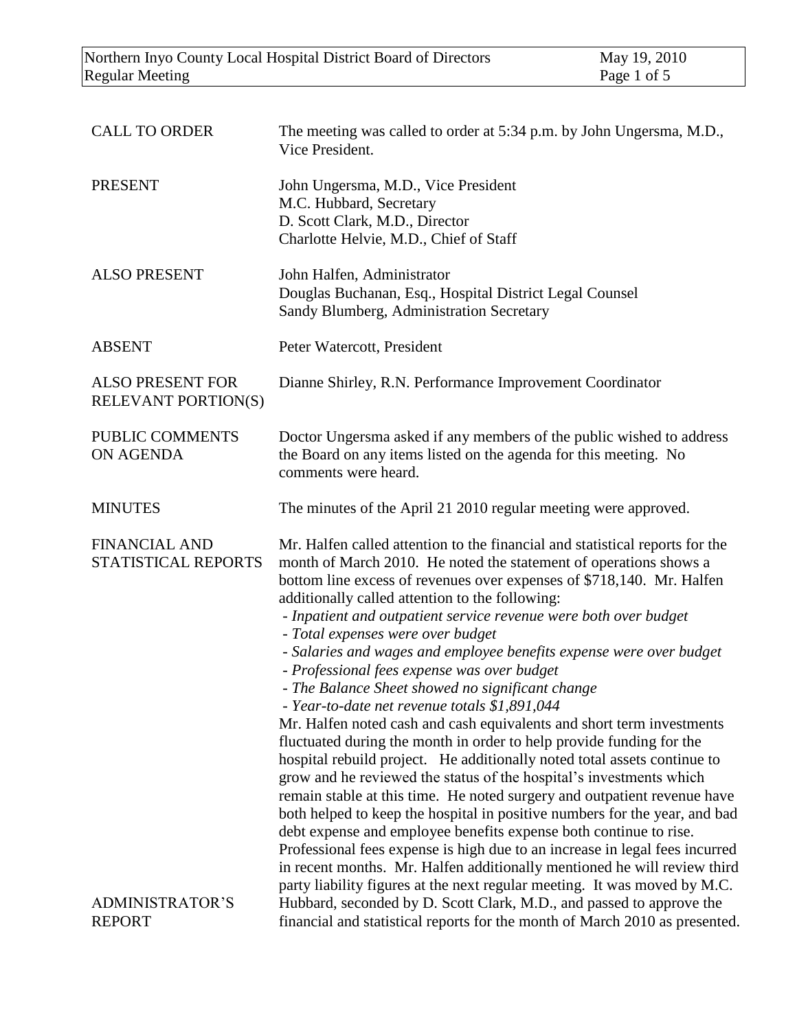| | |
|---|---|
| CALL TO ORDER | The meeting was called to order at 5:34 p.m. by John Ungersma, M.D., Vice President. |
| PRESENT | John Ungersma, M.D., Vice President<br>M.C. Hubbard, Secretary<br>D. Scott Clark, M.D., Director<br>Charlotte Helvie, M.D., Chief of Staff |
| ALSO PRESENT | John Halfen, Administrator<br>Douglas Buchanan, Esq., Hospital District Legal Counsel<br>Sandy Blumberg, Administration Secretary |
| ABSENT | Peter Watercott, President |
| ALSO PRESENT FOR RELEVANT PORTION(S) | Dianne Shirley, R.N. Performance Improvement Coordinator |
| PUBLIC COMMENTS ON AGENDA | Doctor Ungersma asked if any members of the public wished to address the Board on any items listed on the agenda for this meeting. No comments were heard. |
| MINUTES | The minutes of the April 21 2010 regular meeting were approved. |

**FINANCIAL AND STATISTICAL REPORTS**

Mr. Halfen called attention to the financial and statistical reports for the month of March 2010. He noted the statement of operations shows a bottom line excess of revenues over expenses of $718,140. Mr. Halfen additionally called attention to the following:

- *Inpatient and outpatient service revenue were both over budget*
- *Total expenses were over budget*
- *Salaries and wages and employee benefits expense were over budget*
- *Professional fees expense was over budget*
- *The Balance Sheet showed no significant change*
- *Year-to-date net revenue totals $1,891,044*

Mr. Halfen noted cash and cash equivalents and short term investments fluctuated during the month in order to help provide funding for the hospital rebuild project. He additionally noted total assets continue to grow and he reviewed the status of the hospital's investments which remain stable at this time. He noted surgery and outpatient revenue have both helped to keep the hospital in positive numbers for the year, and bad debt expense and employee benefits expense both continue to rise. Professional fees expense is high due to an increase in legal fees incurred in recent months. Mr. Halfen additionally mentioned he will review third party liability figures at the next regular meeting. It was moved by M.C. Hubbard, seconded by D. Scott Clark, M.D., and passed to approve the financial and statistical reports for the month of March 2010 as presented.

**ADMINISTRATOR'S REPORT**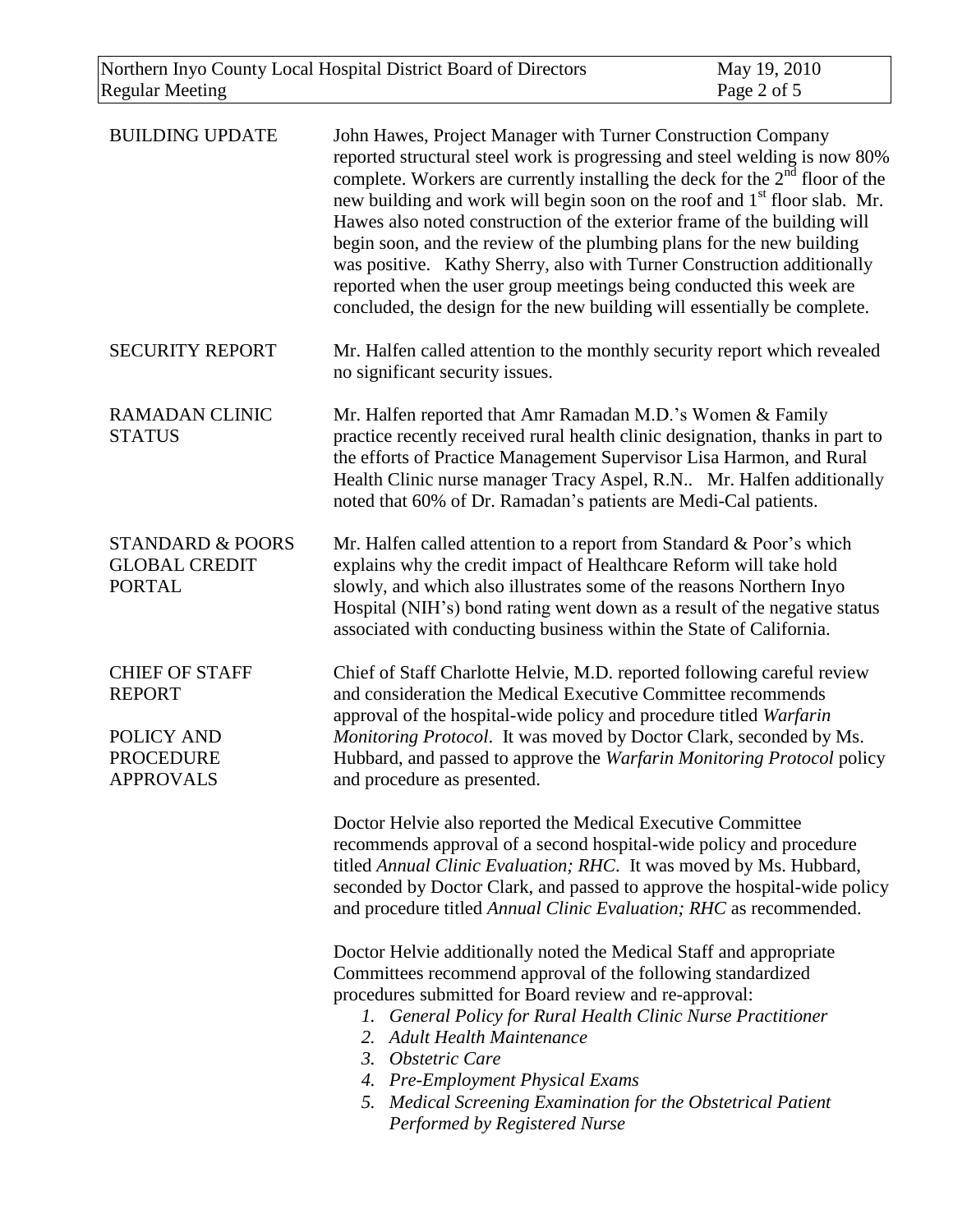**BUILDING UPDATE**

John Hawes, Project Manager with Turner Construction Company reported structural steel work is progressing and steel welding is now 80% complete. Workers are currently installing the deck for the 2nd floor of the new building and work will begin soon on the roof and 1st floor slab. Mr. Hawes also noted construction of the exterior frame of the building will begin soon, and the review of the plumbing plans for the new building was positive. Kathy Sherry, also with Turner Construction additionally reported when the user group meetings being conducted this week are concluded, the design for the new building will essentially be complete.

**SECURITY REPORT**

Mr. Halfen called attention to the monthly security report which revealed no significant security issues.

**RAMADAN CLINIC STATUS**

Mr. Halfen reported that Amr Ramadan M.D.'s Women & Family practice recently received rural health clinic designation, thanks in part to the efforts of Practice Management Supervisor Lisa Harmon, and Rural Health Clinic nurse manager Tracy Aspel, R.N.. Mr. Halfen additionally noted that 60% of Dr. Ramadan's patients are Medi-Cal patients.

**STANDARD & POORS GLOBAL CREDIT PORTAL**

Mr. Halfen called attention to a report from Standard & Poor's which explains why the credit impact of Healthcare Reform will take hold slowly, and which also illustrates some of the reasons Northern Inyo Hospital (NIH's) bond rating went down as a result of the negative status associated with conducting business within the State of California.

**CHIEF OF STAFF REPORT**

**POLICY AND PROCEDURE APPROVALS**

Chief of Staff Charlotte Helvie, M.D. reported following careful review and consideration the Medical Executive Committee recommends approval of the hospital-wide policy and procedure titled *Warfarin Monitoring Protocol*. It was moved by Doctor Clark, seconded by Ms. Hubbard, and passed to approve the *Warfarin Monitoring Protocol* policy and procedure as presented.

Doctor Helvie also reported the Medical Executive Committee recommends approval of a second hospital-wide policy and procedure titled *Annual Clinic Evaluation; RHC*. It was moved by Ms. Hubbard, seconded by Doctor Clark, and passed to approve the hospital-wide policy and procedure titled *Annual Clinic Evaluation; RHC* as recommended.

Doctor Helvie additionally noted the Medical Staff and appropriate Committees recommend approval of the following standardized procedures submitted for Board review and re-approval:

1. *General Policy for Rural Health Clinic Nurse Practitioner*
2. *Adult Health Maintenance*
3. *Obstetric Care*
4. *Pre-Employment Physical Exams*
5. *Medical Screening Examination for the Obstetrical Patient Performed by Registered Nurse*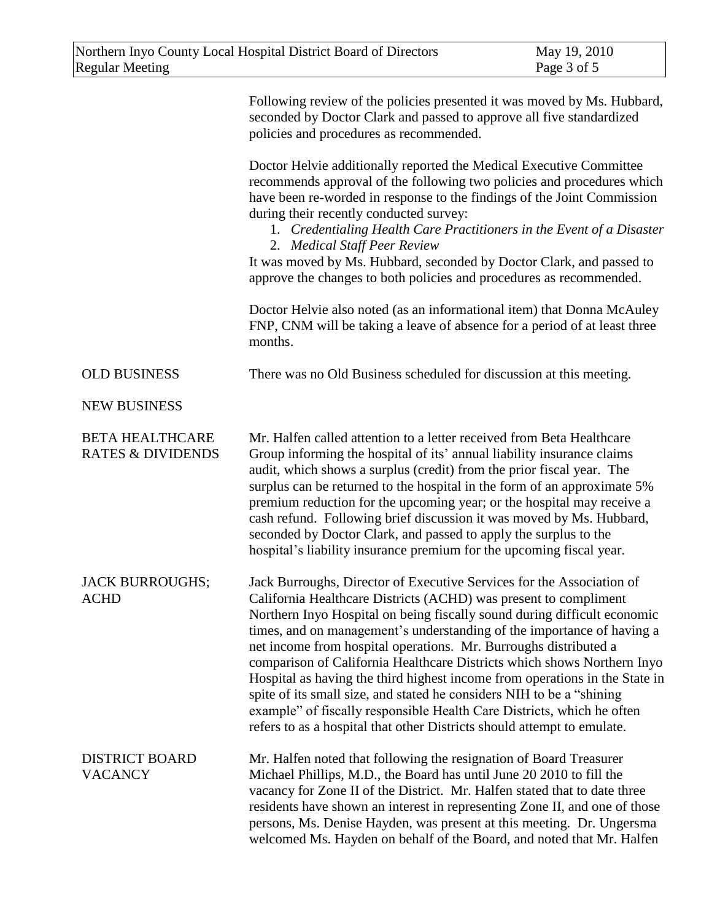Following review of the policies presented it was moved by Ms. Hubbard, seconded by Doctor Clark and passed to approve all five standardized policies and procedures as recommended.

Doctor Helvie additionally reported the Medical Executive Committee recommends approval of the following two policies and procedures which have been re-worded in response to the findings of the Joint Commission during their recently conducted survey:

1. *Credentialing Health Care Practitioners in the Event of a Disaster*
2. *Medical Staff Peer Review*

It was moved by Ms. Hubbard, seconded by Doctor Clark, and passed to approve the changes to both policies and procedures as recommended.

Doctor Helvie also noted (as an informational item) that Donna McAuley FNP, CNM will be taking a leave of absence for a period of at least three months.

**OLD BUSINESS**

There was no Old Business scheduled for discussion at this meeting.

**NEW BUSINESS**

**BETA HEALTHCARE RATES & DIVIDENDS**

Mr. Halfen called attention to a letter received from Beta Healthcare Group informing the hospital of its' annual liability insurance claims audit, which shows a surplus (credit) from the prior fiscal year. The surplus can be returned to the hospital in the form of an approximate 5% premium reduction for the upcoming year; or the hospital may receive a cash refund. Following brief discussion it was moved by Ms. Hubbard, seconded by Doctor Clark, and passed to apply the surplus to the hospital's liability insurance premium for the upcoming fiscal year.

**JACK BURROUGHS; ACHD**

Jack Burroughs, Director of Executive Services for the Association of California Healthcare Districts (ACHD) was present to compliment Northern Inyo Hospital on being fiscally sound during difficult economic times, and on management's understanding of the importance of having a net income from hospital operations. Mr. Burroughs distributed a comparison of California Healthcare Districts which shows Northern Inyo Hospital as having the third highest income from operations in the State in spite of its small size, and stated he considers NIH to be a "shining example" of fiscally responsible Health Care Districts, which he often refers to as a hospital that other Districts should attempt to emulate.

**DISTRICT BOARD VACANCY**

Mr. Halfen noted that following the resignation of Board Treasurer Michael Phillips, M.D., the Board has until June 20 2010 to fill the vacancy for Zone II of the District. Mr. Halfen stated that to date three residents have shown an interest in representing Zone II, and one of those persons, Ms. Denise Hayden, was present at this meeting. Dr. Ungersma welcomed Ms. Hayden on behalf of the Board, and noted that Mr. Halfen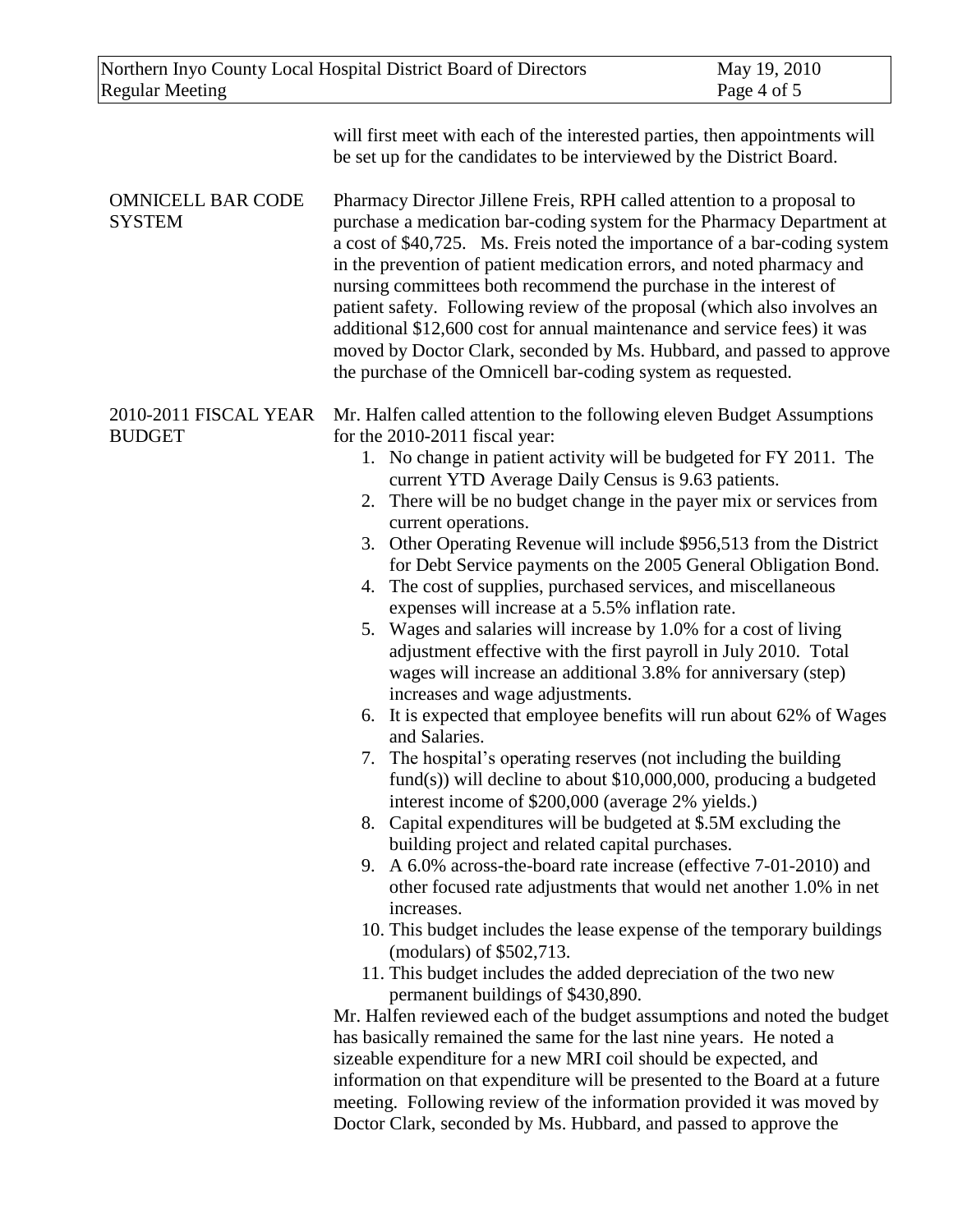will first meet with each of the interested parties, then appointments will be set up for the candidates to be interviewed by the District Board.

**OMNICELL BAR CODE SYSTEM**

Pharmacy Director Jillene Freis, RPH called attention to a proposal to purchase a medication bar-coding system for the Pharmacy Department at a cost of $40,725. Ms. Freis noted the importance of a bar-coding system in the prevention of patient medication errors, and noted pharmacy and nursing committees both recommend the purchase in the interest of patient safety. Following review of the proposal (which also involves an additional $12,600 cost for annual maintenance and service fees) it was moved by Doctor Clark, seconded by Ms. Hubbard, and passed to approve the purchase of the Omnicell bar-coding system as requested.

**2010-2011 FISCAL YEAR BUDGET**

Mr. Halfen called attention to the following eleven Budget Assumptions for the 2010-2011 fiscal year:

1. No change in patient activity will be budgeted for FY 2011. The current YTD Average Daily Census is 9.63 patients.
2. There will be no budget change in the payer mix or services from current operations.
3. Other Operating Revenue will include $956,513 from the District for Debt Service payments on the 2005 General Obligation Bond.
4. The cost of supplies, purchased services, and miscellaneous expenses will increase at a 5.5% inflation rate.
5. Wages and salaries will increase by 1.0% for a cost of living adjustment effective with the first payroll in July 2010. Total wages will increase an additional 3.8% for anniversary (step) increases and wage adjustments.
6. It is expected that employee benefits will run about 62% of Wages and Salaries.
7. The hospital's operating reserves (not including the building fund(s)) will decline to about $10,000,000, producing a budgeted interest income of $200,000 (average 2% yields.)
8. Capital expenditures will be budgeted at $.5M excluding the building project and related capital purchases.
9. A 6.0% across-the-board rate increase (effective 7-01-2010) and other focused rate adjustments that would net another 1.0% in net increases.
10. This budget includes the lease expense of the temporary buildings (modulars) of $502,713.
11. This budget includes the added depreciation of the two new permanent buildings of $430,890.

Mr. Halfen reviewed each of the budget assumptions and noted the budget has basically remained the same for the last nine years. He noted a sizeable expenditure for a new MRI coil should be expected, and information on that expenditure will be presented to the Board at a future meeting. Following review of the information provided it was moved by Doctor Clark, seconded by Ms. Hubbard, and passed to approve the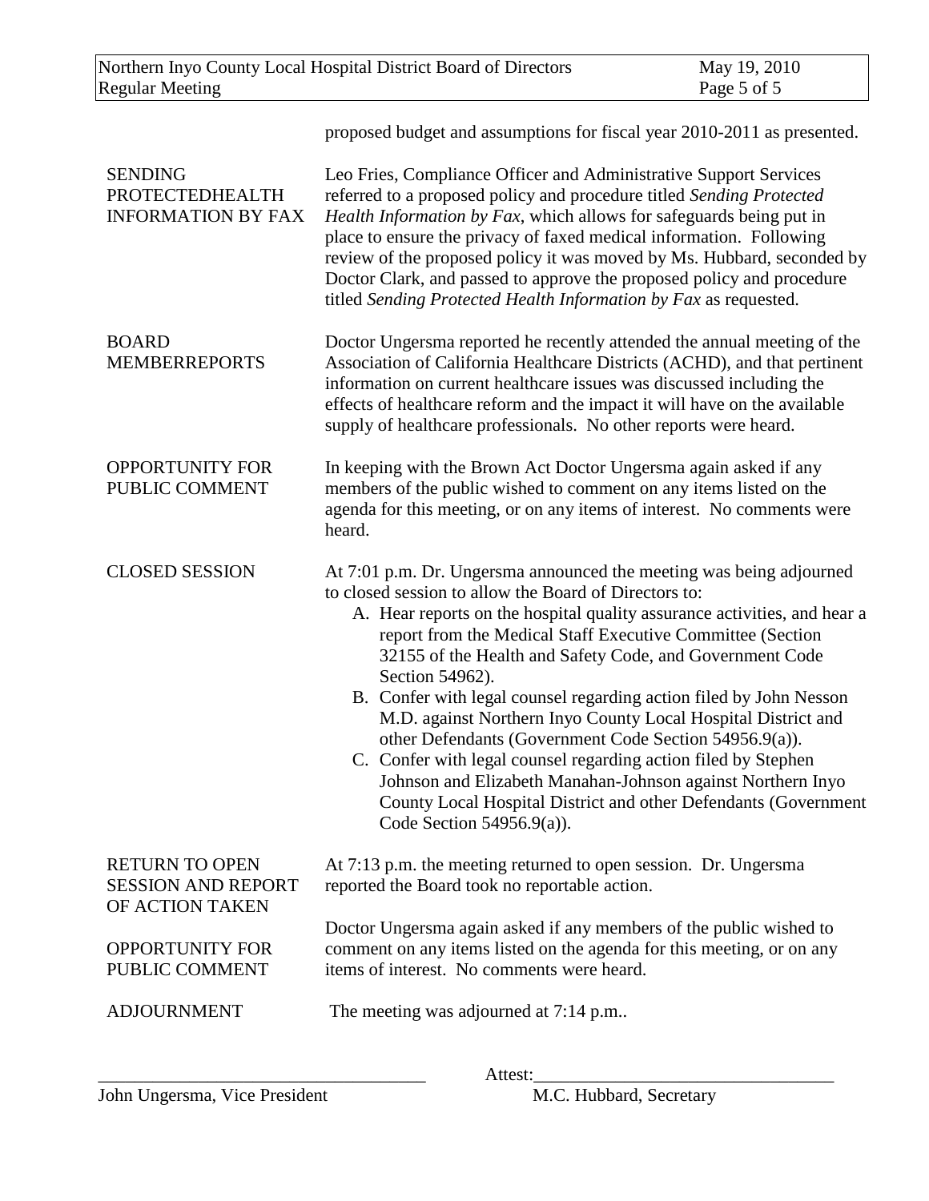proposed budget and assumptions for fiscal year 2010-2011 as presented.

**SENDING PROTECTEDHEALTH INFORMATION BY FAX**

Leo Fries, Compliance Officer and Administrative Support Services referred to a proposed policy and procedure titled *Sending Protected Health Information by Fax*, which allows for safeguards being put in place to ensure the privacy of faxed medical information. Following review of the proposed policy it was moved by Ms. Hubbard, seconded by Doctor Clark, and passed to approve the proposed policy and procedure titled *Sending Protected Health Information by Fax* as requested.

**BOARD MEMBERREPORTS**

Doctor Ungersma reported he recently attended the annual meeting of the Association of California Healthcare Districts (ACHD), and that pertinent information on current healthcare issues was discussed including the effects of healthcare reform and the impact it will have on the available supply of healthcare professionals. No other reports were heard.

**OPPORTUNITY FOR PUBLIC COMMENT**

In keeping with the Brown Act Doctor Ungersma again asked if any members of the public wished to comment on any items listed on the agenda for this meeting, or on any items of interest. No comments were heard.

**CLOSED SESSION**

At 7:01 p.m. Dr. Ungersma announced the meeting was being adjourned to closed session to allow the Board of Directors to:

A. Hear reports on the hospital quality assurance activities, and hear a report from the Medical Staff Executive Committee (Section 32155 of the Health and Safety Code, and Government Code Section 54962).
B. Confer with legal counsel regarding action filed by John Nesson M.D. against Northern Inyo County Local Hospital District and other Defendants (Government Code Section 54956.9(a)).
C. Confer with legal counsel regarding action filed by Stephen Johnson and Elizabeth Manahan-Johnson against Northern Inyo County Local Hospital District and other Defendants (Government Code Section 54956.9(a)).

**RETURN TO OPEN SESSION AND REPORT OF ACTION TAKEN**

At 7:13 p.m. the meeting returned to open session. Dr. Ungersma reported the Board took no reportable action.

**OPPORTUNITY FOR PUBLIC COMMENT**

Doctor Ungersma again asked if any members of the public wished to comment on any items listed on the agenda for this meeting, or on any items of interest. No comments were heard.

**ADJOURNMENT**

The meeting was adjourned at 7:14 p.m..

\_\_\_\_\_\_\_\_\_\_\_\_\_\_\_\_\_\_\_\_\_\_\_\_\_\_\_\_\_\_\_\_\_\_\_\_ Attest:\_\_\_\_\_\_\_\_\_\_\_\_\_\_\_\_\_\_\_\_\_\_\_\_\_\_\_\_\_\_\_\_\_\_

John Ungersma, Vice President M.C. Hubbard, Secretary